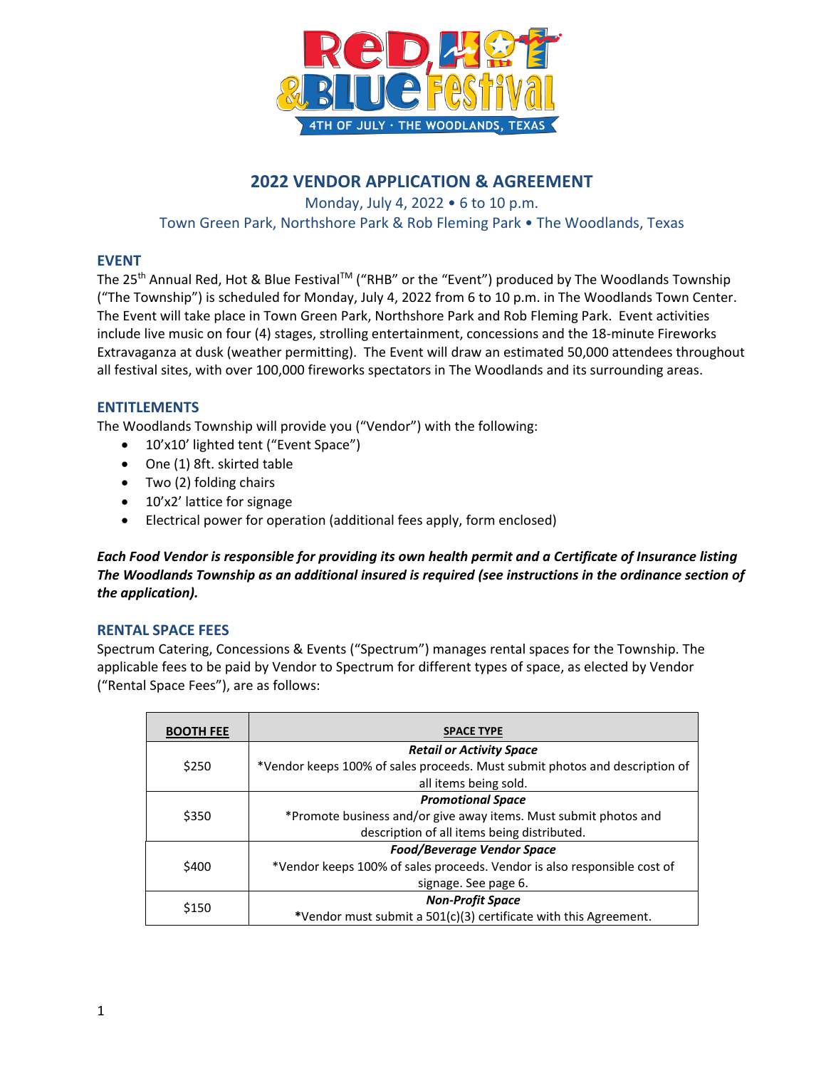# 2022 VENDOR APPLICATION & AGREEMENT

Monday, July 4, 2022 • 6 to 10 p.m.
Town Green Park, Northshore Park & Rob Fleming Park • The Woodlands, Texas

## EVENT

The 25th Annual Red, Hot & Blue Festival™ ("RHB" or the "Event") produced by The Woodlands Township ("The Township") is scheduled for Monday, July 4, 2022 from 6 to 10 p.m. in The Woodlands Town Center. The Event will take place in Town Green Park, Northshore Park and Rob Fleming Park. Event activities include live music on four (4) stages, strolling entertainment, concessions and the 18-minute Fireworks Extravaganza at dusk (weather permitting). The Event will draw an estimated 50,000 attendees throughout all festival sites, with over 100,000 fireworks spectators in The Woodlands and its surrounding areas.

## ENTITLEMENTS

The Woodlands Township will provide you ("Vendor") with the following:

- 10'x10' lighted tent ("Event Space")
- One (1) 8ft. skirted table
- Two (2) folding chairs
- 10'x2' lattice for signage
- Electrical power for operation (additional fees apply, form enclosed)

***Each Food Vendor is responsible for providing its own health permit and a Certificate of Insurance listing The Woodlands Township as an additional insured is required (see instructions in the ordinance section of the application).***

## RENTAL SPACE FEES

Spectrum Catering, Concessions & Events ("Spectrum") manages rental spaces for the Township. The applicable fees to be paid by Vendor to Spectrum for different types of space, as elected by Vendor ("Rental Space Fees"), are as follows:

| BOOTH FEE | SPACE TYPE |
|---|---|
| $250 | ***Retail or Activity Space*** *Vendor keeps 100% of sales proceeds. Must submit photos and description of all items being sold. |
| $350 | ***Promotional Space*** *Promote business and/or give away items. Must submit photos and description of all items being distributed. |
| $400 | ***Food/Beverage Vendor Space*** *Vendor keeps 100% of sales proceeds. Vendor is also responsible cost of signage. See page 6. |
| $150 | ***Non-Profit Space*** *Vendor must submit a 501(c)(3) certificate with this Agreement. |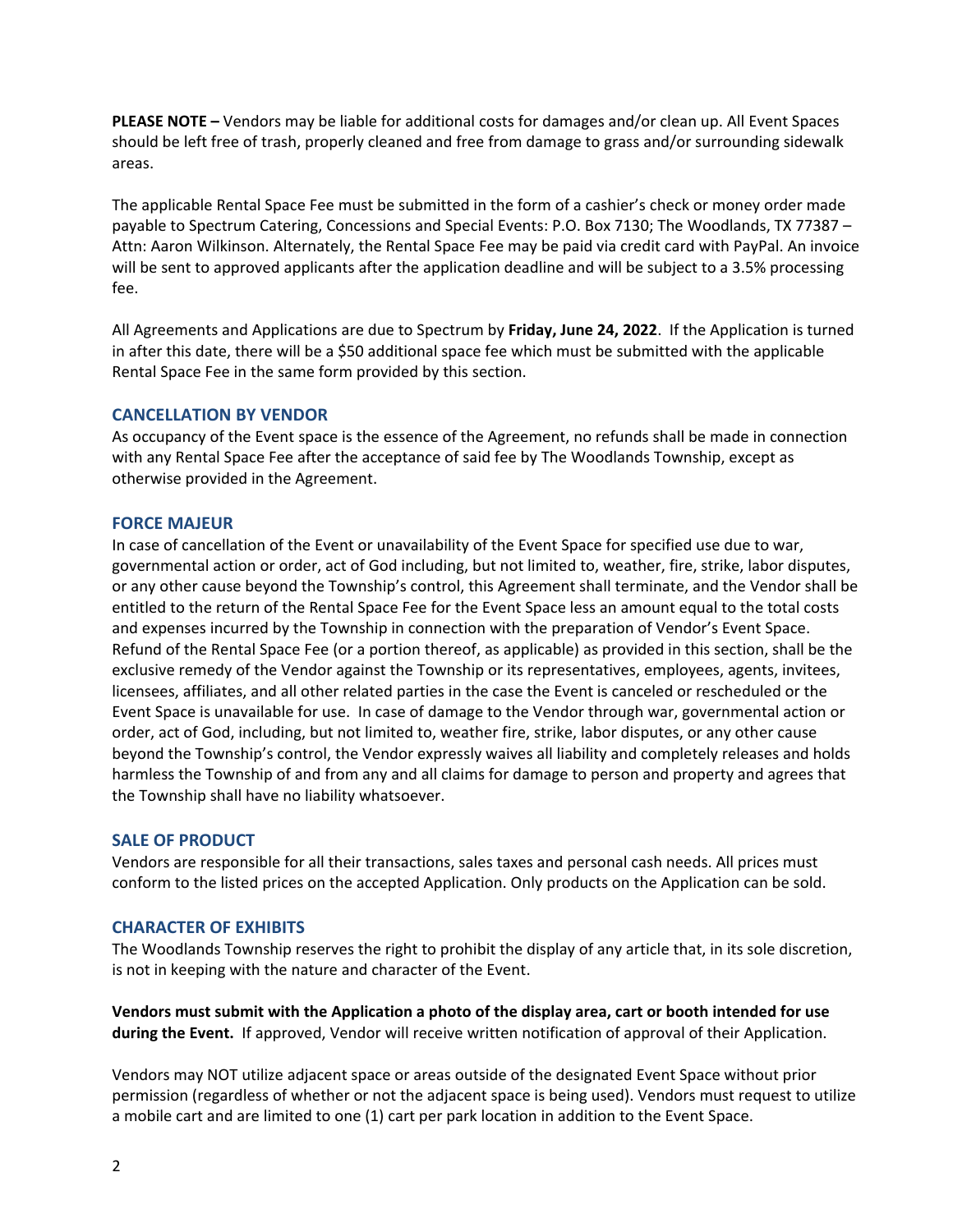**PLEASE NOTE –** Vendors may be liable for additional costs for damages and/or clean up. All Event Spaces should be left free of trash, properly cleaned and free from damage to grass and/or surrounding sidewalk areas.

The applicable Rental Space Fee must be submitted in the form of a cashier's check or money order made payable to Spectrum Catering, Concessions and Special Events: P.O. Box 7130; The Woodlands, TX 77387 – Attn: Aaron Wilkinson. Alternately, the Rental Space Fee may be paid via credit card with PayPal. An invoice will be sent to approved applicants after the application deadline and will be subject to a 3.5% processing fee.

All Agreements and Applications are due to Spectrum by **Friday, June 24, 2022**. If the Application is turned in after this date, there will be a $50 additional space fee which must be submitted with the applicable Rental Space Fee in the same form provided by this section.

### CANCELLATION BY VENDOR

As occupancy of the Event space is the essence of the Agreement, no refunds shall be made in connection with any Rental Space Fee after the acceptance of said fee by The Woodlands Township, except as otherwise provided in the Agreement.

### FORCE MAJEUR

In case of cancellation of the Event or unavailability of the Event Space for specified use due to war, governmental action or order, act of God including, but not limited to, weather, fire, strike, labor disputes, or any other cause beyond the Township's control, this Agreement shall terminate, and the Vendor shall be entitled to the return of the Rental Space Fee for the Event Space less an amount equal to the total costs and expenses incurred by the Township in connection with the preparation of Vendor's Event Space. Refund of the Rental Space Fee (or a portion thereof, as applicable) as provided in this section, shall be the exclusive remedy of the Vendor against the Township or its representatives, employees, agents, invitees, licensees, affiliates, and all other related parties in the case the Event is canceled or rescheduled or the Event Space is unavailable for use. In case of damage to the Vendor through war, governmental action or order, act of God, including, but not limited to, weather fire, strike, labor disputes, or any other cause beyond the Township's control, the Vendor expressly waives all liability and completely releases and holds harmless the Township of and from any and all claims for damage to person and property and agrees that the Township shall have no liability whatsoever.

### SALE OF PRODUCT

Vendors are responsible for all their transactions, sales taxes and personal cash needs. All prices must conform to the listed prices on the accepted Application. Only products on the Application can be sold.

### CHARACTER OF EXHIBITS

The Woodlands Township reserves the right to prohibit the display of any article that, in its sole discretion, is not in keeping with the nature and character of the Event.

**Vendors must submit with the Application a photo of the display area, cart or booth intended for use during the Event.** If approved, Vendor will receive written notification of approval of their Application.

Vendors may NOT utilize adjacent space or areas outside of the designated Event Space without prior permission (regardless of whether or not the adjacent space is being used). Vendors must request to utilize a mobile cart and are limited to one (1) cart per park location in addition to the Event Space.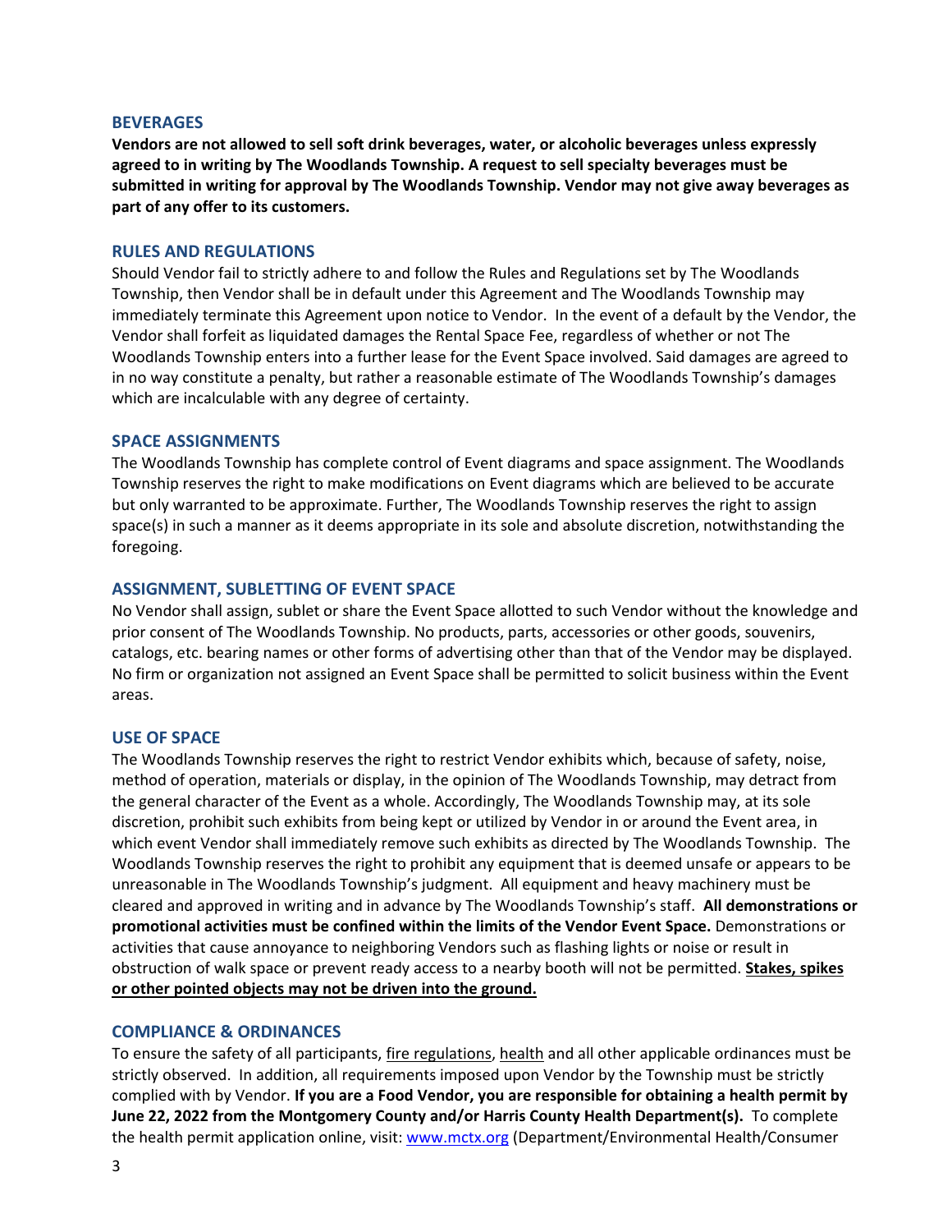## BEVERAGES

**Vendors are not allowed to sell soft drink beverages, water, or alcoholic beverages unless expressly agreed to in writing by The Woodlands Township. A request to sell specialty beverages must be submitted in writing for approval by The Woodlands Township. Vendor may not give away beverages as part of any offer to its customers.**

## RULES AND REGULATIONS

Should Vendor fail to strictly adhere to and follow the Rules and Regulations set by The Woodlands Township, then Vendor shall be in default under this Agreement and The Woodlands Township may immediately terminate this Agreement upon notice to Vendor. In the event of a default by the Vendor, the Vendor shall forfeit as liquidated damages the Rental Space Fee, regardless of whether or not The Woodlands Township enters into a further lease for the Event Space involved. Said damages are agreed to in no way constitute a penalty, but rather a reasonable estimate of The Woodlands Township's damages which are incalculable with any degree of certainty.

## SPACE ASSIGNMENTS

The Woodlands Township has complete control of Event diagrams and space assignment. The Woodlands Township reserves the right to make modifications on Event diagrams which are believed to be accurate but only warranted to be approximate. Further, The Woodlands Township reserves the right to assign space(s) in such a manner as it deems appropriate in its sole and absolute discretion, notwithstanding the foregoing.

## ASSIGNMENT, SUBLETTING OF EVENT SPACE

No Vendor shall assign, sublet or share the Event Space allotted to such Vendor without the knowledge and prior consent of The Woodlands Township. No products, parts, accessories or other goods, souvenirs, catalogs, etc. bearing names or other forms of advertising other than that of the Vendor may be displayed. No firm or organization not assigned an Event Space shall be permitted to solicit business within the Event areas.

## USE OF SPACE

The Woodlands Township reserves the right to restrict Vendor exhibits which, because of safety, noise, method of operation, materials or display, in the opinion of The Woodlands Township, may detract from the general character of the Event as a whole. Accordingly, The Woodlands Township may, at its sole discretion, prohibit such exhibits from being kept or utilized by Vendor in or around the Event area, in which event Vendor shall immediately remove such exhibits as directed by The Woodlands Township. The Woodlands Township reserves the right to prohibit any equipment that is deemed unsafe or appears to be unreasonable in The Woodlands Township's judgment. All equipment and heavy machinery must be cleared and approved in writing and in advance by The Woodlands Township's staff. **All demonstrations or promotional activities must be confined within the limits of the Vendor Event Space.** Demonstrations or activities that cause annoyance to neighboring Vendors such as flashing lights or noise or result in obstruction of walk space or prevent ready access to a nearby booth will not be permitted. **<u>Stakes, spikes or other pointed objects may not be driven into the ground.</u>**

## COMPLIANCE & ORDINANCES

To ensure the safety of all participants, <u>fire regulations</u>, <u>health</u> and all other applicable ordinances must be strictly observed. In addition, all requirements imposed upon Vendor by the Township must be strictly complied with by Vendor. **If you are a Food Vendor, you are responsible for obtaining a health permit by June 22, 2022 from the Montgomery County and/or Harris County Health Department(s).** To complete the health permit application online, visit: [www.mctx.org](http://www.mctx.org) (Department/Environmental Health/Consumer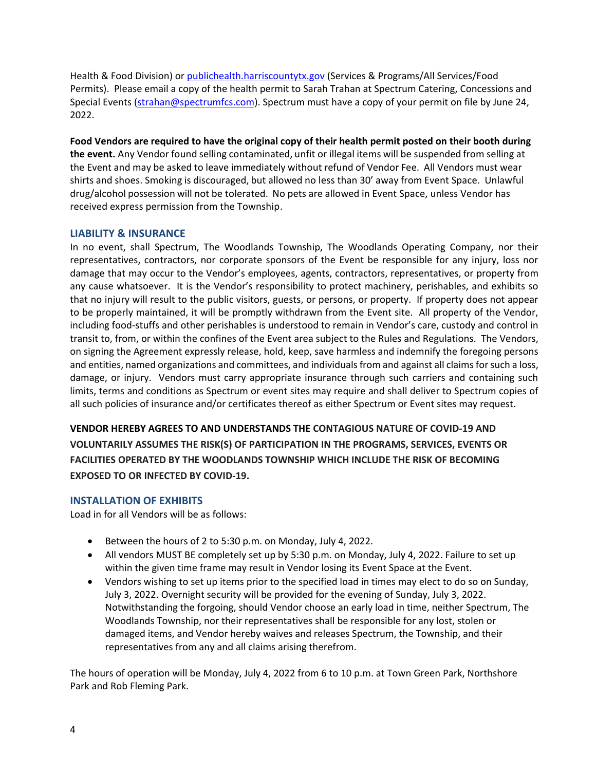Health & Food Division) or [publichealth.harriscountytx.gov](publichealth.harriscountytx.gov) (Services & Programs/All Services/Food Permits). Please email a copy of the health permit to Sarah Trahan at Spectrum Catering, Concessions and Special Events ([strahan@spectrumfcs.com](mailto:strahan@spectrumfcs.com)). Spectrum must have a copy of your permit on file by June 24, 2022.

**Food Vendors are required to have the original copy of their health permit posted on their booth during the event.** Any Vendor found selling contaminated, unfit or illegal items will be suspended from selling at the Event and may be asked to leave immediately without refund of Vendor Fee. All Vendors must wear shirts and shoes. Smoking is discouraged, but allowed no less than 30' away from Event Space. Unlawful drug/alcohol possession will not be tolerated. No pets are allowed in Event Space, unless Vendor has received express permission from the Township.

## LIABILITY & INSURANCE

In no event, shall Spectrum, The Woodlands Township, The Woodlands Operating Company, nor their representatives, contractors, nor corporate sponsors of the Event be responsible for any injury, loss nor damage that may occur to the Vendor's employees, agents, contractors, representatives, or property from any cause whatsoever. It is the Vendor's responsibility to protect machinery, perishables, and exhibits so that no injury will result to the public visitors, guests, or persons, or property. If property does not appear to be properly maintained, it will be promptly withdrawn from the Event site. All property of the Vendor, including food-stuffs and other perishables is understood to remain in Vendor's care, custody and control in transit to, from, or within the confines of the Event area subject to the Rules and Regulations. The Vendors, on signing the Agreement expressly release, hold, keep, save harmless and indemnify the foregoing persons and entities, named organizations and committees, and individuals from and against all claims for such a loss, damage, or injury. Vendors must carry appropriate insurance through such carriers and containing such limits, terms and conditions as Spectrum or event sites may require and shall deliver to Spectrum copies of all such policies of insurance and/or certificates thereof as either Spectrum or Event sites may request.

**VENDOR HEREBY AGREES TO AND UNDERSTANDS THE CONTAGIOUS NATURE OF COVID-19 AND VOLUNTARILY ASSUMES THE RISK(S) OF PARTICIPATION IN THE PROGRAMS, SERVICES, EVENTS OR FACILITIES OPERATED BY THE WOODLANDS TOWNSHIP WHICH INCLUDE THE RISK OF BECOMING EXPOSED TO OR INFECTED BY COVID-19.**

## INSTALLATION OF EXHIBITS

Load in for all Vendors will be as follows:

- Between the hours of 2 to 5:30 p.m. on Monday, July 4, 2022.
- All vendors MUST BE completely set up by 5:30 p.m. on Monday, July 4, 2022. Failure to set up within the given time frame may result in Vendor losing its Event Space at the Event.
- Vendors wishing to set up items prior to the specified load in times may elect to do so on Sunday, July 3, 2022. Overnight security will be provided for the evening of Sunday, July 3, 2022. Notwithstanding the forgoing, should Vendor choose an early load in time, neither Spectrum, The Woodlands Township, nor their representatives shall be responsible for any lost, stolen or damaged items, and Vendor hereby waives and releases Spectrum, the Township, and their representatives from any and all claims arising therefrom.

The hours of operation will be Monday, July 4, 2022 from 6 to 10 p.m. at Town Green Park, Northshore Park and Rob Fleming Park.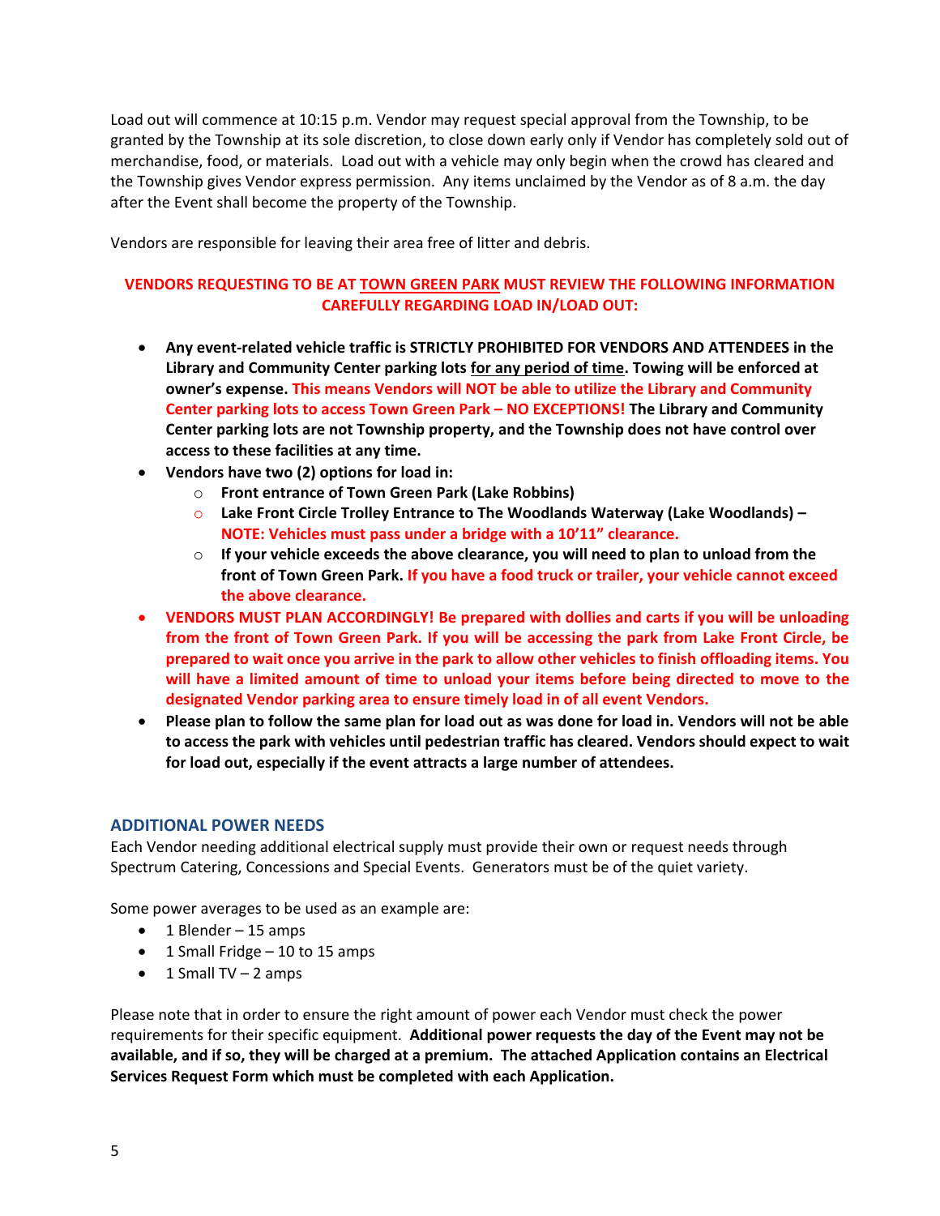Load out will commence at 10:15 p.m. Vendor may request special approval from the Township, to be granted by the Township at its sole discretion, to close down early only if Vendor has completely sold out of merchandise, food, or materials. Load out with a vehicle may only begin when the crowd has cleared and the Township gives Vendor express permission. Any items unclaimed by the Vendor as of 8 a.m. the day after the Event shall become the property of the Township.

Vendors are responsible for leaving their area free of litter and debris.

**VENDORS REQUESTING TO BE AT TOWN GREEN PARK MUST REVIEW THE FOLLOWING INFORMATION CAREFULLY REGARDING LOAD IN/LOAD OUT:**

- **Any event-related vehicle traffic is STRICTLY PROHIBITED FOR VENDORS AND ATTENDEES in the Library and Community Center parking lots for any period of time. Towing will be enforced at owner's expense. This means Vendors will NOT be able to utilize the Library and Community Center parking lots to access Town Green Park – NO EXCEPTIONS! The Library and Community Center parking lots are not Township property, and the Township does not have control over access to these facilities at any time.**
- **Vendors have two (2) options for load in:**
    - **Front entrance of Town Green Park (Lake Robbins)**
    - **Lake Front Circle Trolley Entrance to The Woodlands Waterway (Lake Woodlands) – NOTE: Vehicles must pass under a bridge with a 10'11" clearance.**
    - **If your vehicle exceeds the above clearance, you will need to plan to unload from the front of Town Green Park. If you have a food truck or trailer, your vehicle cannot exceed the above clearance.**
- **VENDORS MUST PLAN ACCORDINGLY! Be prepared with dollies and carts if you will be unloading from the front of Town Green Park. If you will be accessing the park from Lake Front Circle, be prepared to wait once you arrive in the park to allow other vehicles to finish offloading items. You will have a limited amount of time to unload your items before being directed to move to the designated Vendor parking area to ensure timely load in of all event Vendors.**
- **Please plan to follow the same plan for load out as was done for load in. Vendors will not be able to access the park with vehicles until pedestrian traffic has cleared. Vendors should expect to wait for load out, especially if the event attracts a large number of attendees.**

## ADDITIONAL POWER NEEDS

Each Vendor needing additional electrical supply must provide their own or request needs through Spectrum Catering, Concessions and Special Events. Generators must be of the quiet variety.

Some power averages to be used as an example are:

- 1 Blender – 15 amps
- 1 Small Fridge – 10 to 15 amps
- 1 Small TV – 2 amps

Please note that in order to ensure the right amount of power each Vendor must check the power requirements for their specific equipment. **Additional power requests the day of the Event may not be available, and if so, they will be charged at a premium. The attached Application contains an Electrical Services Request Form which must be completed with each Application.**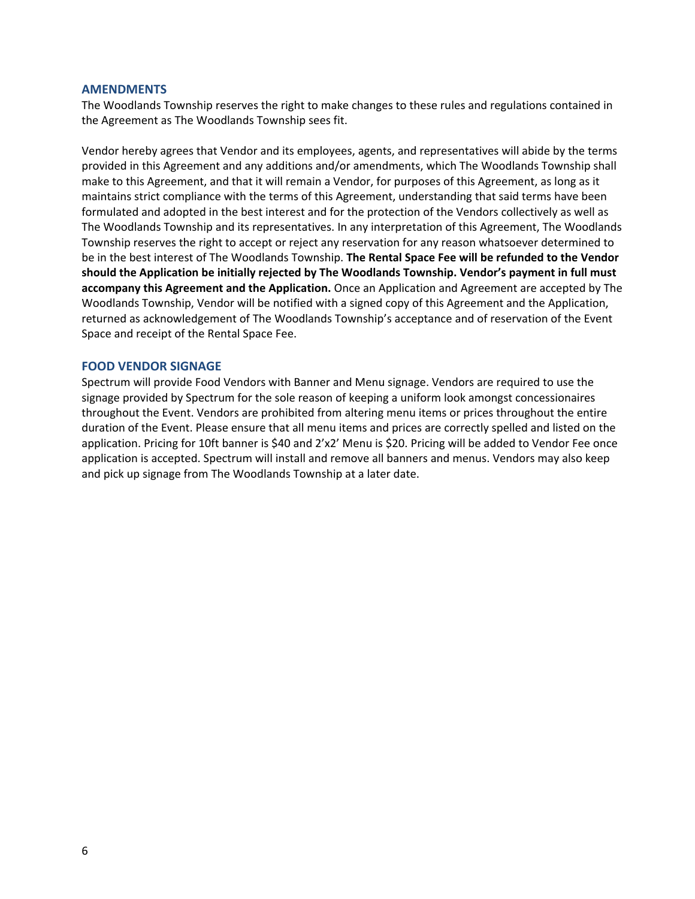## AMENDMENTS

The Woodlands Township reserves the right to make changes to these rules and regulations contained in the Agreement as The Woodlands Township sees fit.

Vendor hereby agrees that Vendor and its employees, agents, and representatives will abide by the terms provided in this Agreement and any additions and/or amendments, which The Woodlands Township shall make to this Agreement, and that it will remain a Vendor, for purposes of this Agreement, as long as it maintains strict compliance with the terms of this Agreement, understanding that said terms have been formulated and adopted in the best interest and for the protection of the Vendors collectively as well as The Woodlands Township and its representatives. In any interpretation of this Agreement, The Woodlands Township reserves the right to accept or reject any reservation for any reason whatsoever determined to be in the best interest of The Woodlands Township. **The Rental Space Fee will be refunded to the Vendor should the Application be initially rejected by The Woodlands Township. Vendor's payment in full must accompany this Agreement and the Application.** Once an Application and Agreement are accepted by The Woodlands Township, Vendor will be notified with a signed copy of this Agreement and the Application, returned as acknowledgement of The Woodlands Township's acceptance and of reservation of the Event Space and receipt of the Rental Space Fee.

## FOOD VENDOR SIGNAGE

Spectrum will provide Food Vendors with Banner and Menu signage. Vendors are required to use the signage provided by Spectrum for the sole reason of keeping a uniform look amongst concessionaires throughout the Event. Vendors are prohibited from altering menu items or prices throughout the entire duration of the Event. Please ensure that all menu items and prices are correctly spelled and listed on the application. Pricing for 10ft banner is $40 and 2'x2' Menu is $20. Pricing will be added to Vendor Fee once application is accepted. Spectrum will install and remove all banners and menus. Vendors may also keep and pick up signage from The Woodlands Township at a later date.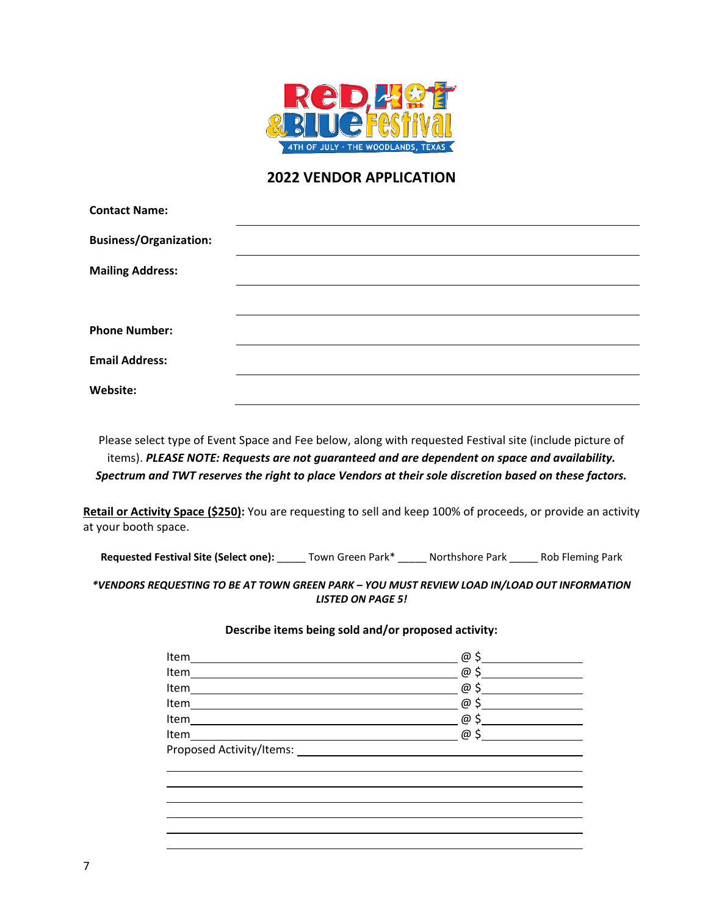## 2022 VENDOR APPLICATION

**Contact Name:** ______________________________

**Business/Organization:** ______________________________

**Mailing Address:** ______________________________

______________________________

**Phone Number:** ______________________________

**Email Address:** ______________________________

**Website:** ______________________________

Please select type of Event Space and Fee below, along with requested Festival site (include picture of items). ***PLEASE NOTE: Requests are not guaranteed and are dependent on space and availability. Spectrum and TWT reserves the right to place Vendors at their sole discretion based on these factors.***

**Retail or Activity Space ($250):** You are requesting to sell and keep 100% of proceeds, or provide an activity at your booth space.

**Requested Festival Site (Select one):** _____ Town Green Park* _____ Northshore Park _____ Rob Fleming Park

***VENDORS REQUESTING TO BE AT TOWN GREEN PARK – YOU MUST REVIEW LOAD IN/LOAD OUT INFORMATION LISTED ON PAGE 5!**

**Describe items being sold and/or proposed activity:**

Item______________________________ @ $__________

Item______________________________ @ $__________

Item______________________________ @ $__________

Item______________________________ @ $__________

Item______________________________ @ $__________

Item______________________________ @ $__________

Proposed Activity/Items: ______________________________

______________________________

______________________________

______________________________

______________________________

______________________________

______________________________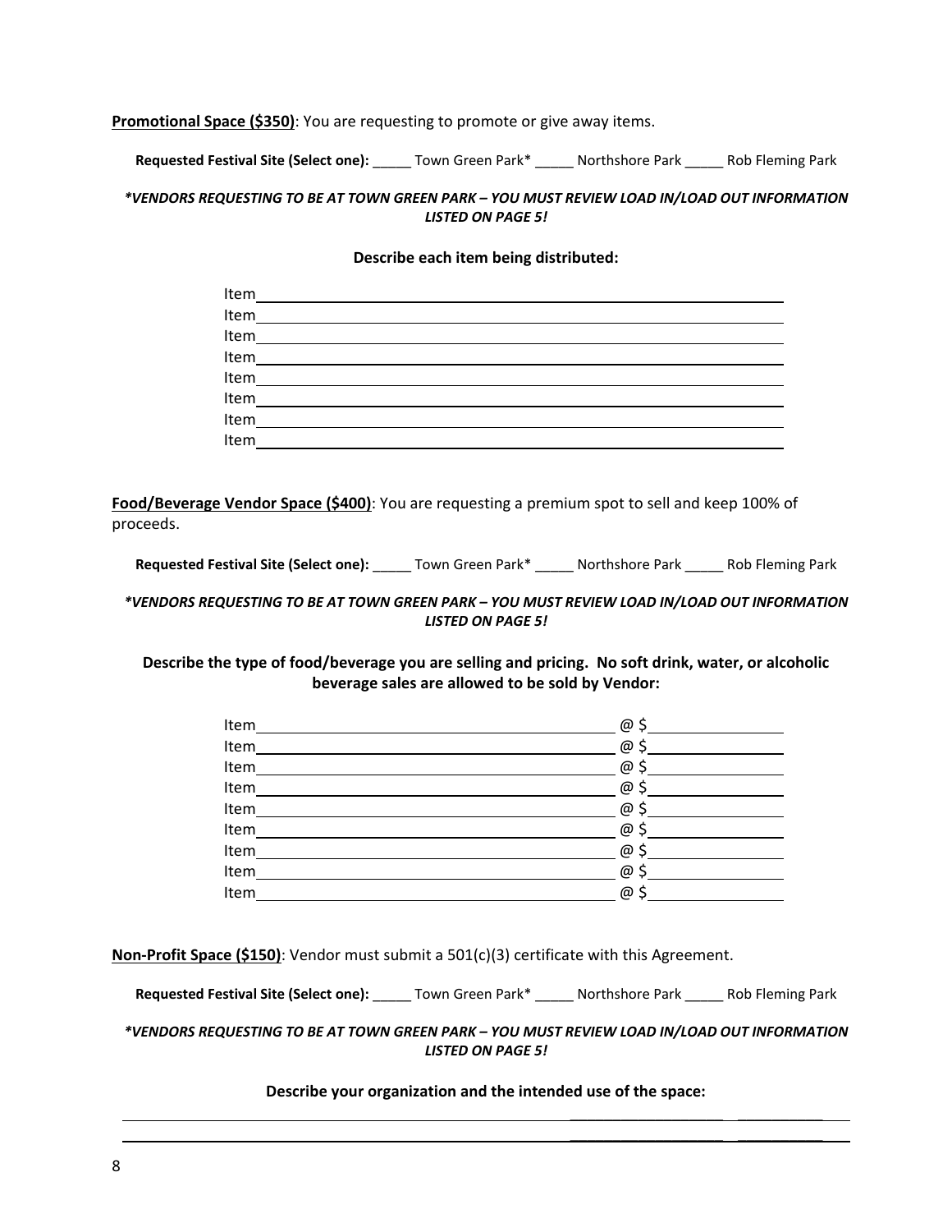**<u>Promotional Space ($350)</u>**: You are requesting to promote or give away items.

**Requested Festival Site (Select one):** _____ Town Green Park* _____ Northshore Park _____ Rob Fleming Park

***\*VENDORS REQUESTING TO BE AT TOWN GREEN PARK – YOU MUST REVIEW LOAD IN/LOAD OUT INFORMATION LISTED ON PAGE 5!***

**Describe each item being distributed:**

Item\_\_\_\_\_\_\_\_\_\_\_\_\_\_\_\_\_\_\_\_\_\_\_\_\_\_\_\_\_\_\_\_\_\_\_\_\_\_\_\_\_\_\_\_\_\_\_\_
Item\_\_\_\_\_\_\_\_\_\_\_\_\_\_\_\_\_\_\_\_\_\_\_\_\_\_\_\_\_\_\_\_\_\_\_\_\_\_\_\_\_\_\_\_\_\_\_\_
Item\_\_\_\_\_\_\_\_\_\_\_\_\_\_\_\_\_\_\_\_\_\_\_\_\_\_\_\_\_\_\_\_\_\_\_\_\_\_\_\_\_\_\_\_\_\_\_\_
Item\_\_\_\_\_\_\_\_\_\_\_\_\_\_\_\_\_\_\_\_\_\_\_\_\_\_\_\_\_\_\_\_\_\_\_\_\_\_\_\_\_\_\_\_\_\_\_\_
Item\_\_\_\_\_\_\_\_\_\_\_\_\_\_\_\_\_\_\_\_\_\_\_\_\_\_\_\_\_\_\_\_\_\_\_\_\_\_\_\_\_\_\_\_\_\_\_\_
Item\_\_\_\_\_\_\_\_\_\_\_\_\_\_\_\_\_\_\_\_\_\_\_\_\_\_\_\_\_\_\_\_\_\_\_\_\_\_\_\_\_\_\_\_\_\_\_\_
Item\_\_\_\_\_\_\_\_\_\_\_\_\_\_\_\_\_\_\_\_\_\_\_\_\_\_\_\_\_\_\_\_\_\_\_\_\_\_\_\_\_\_\_\_\_\_\_\_
Item\_\_\_\_\_\_\_\_\_\_\_\_\_\_\_\_\_\_\_\_\_\_\_\_\_\_\_\_\_\_\_\_\_\_\_\_\_\_\_\_\_\_\_\_\_\_\_\_

**<u>Food/Beverage Vendor Space ($400)</u>**: You are requesting a premium spot to sell and keep 100% of proceeds.

**Requested Festival Site (Select one):** _____ Town Green Park* _____ Northshore Park _____ Rob Fleming Park

***\*VENDORS REQUESTING TO BE AT TOWN GREEN PARK – YOU MUST REVIEW LOAD IN/LOAD OUT INFORMATION LISTED ON PAGE 5!***

**Describe the type of food/beverage you are selling and pricing. No soft drink, water, or alcoholic beverage sales are allowed to be sold by Vendor:**

Item\_\_\_\_\_\_\_\_\_\_\_\_\_\_\_\_\_\_\_\_\_\_\_\_\_\_\_\_\_\_\_\_\_\_\_\_ @ $\_\_\_\_\_\_\_\_\_\_\_\_
Item\_\_\_\_\_\_\_\_\_\_\_\_\_\_\_\_\_\_\_\_\_\_\_\_\_\_\_\_\_\_\_\_\_\_\_\_ @ $\_\_\_\_\_\_\_\_\_\_\_\_
Item\_\_\_\_\_\_\_\_\_\_\_\_\_\_\_\_\_\_\_\_\_\_\_\_\_\_\_\_\_\_\_\_\_\_\_\_ @ $\_\_\_\_\_\_\_\_\_\_\_\_
Item\_\_\_\_\_\_\_\_\_\_\_\_\_\_\_\_\_\_\_\_\_\_\_\_\_\_\_\_\_\_\_\_\_\_\_\_ @ $\_\_\_\_\_\_\_\_\_\_\_\_
Item\_\_\_\_\_\_\_\_\_\_\_\_\_\_\_\_\_\_\_\_\_\_\_\_\_\_\_\_\_\_\_\_\_\_\_\_ @ $\_\_\_\_\_\_\_\_\_\_\_\_
Item\_\_\_\_\_\_\_\_\_\_\_\_\_\_\_\_\_\_\_\_\_\_\_\_\_\_\_\_\_\_\_\_\_\_\_\_ @ $\_\_\_\_\_\_\_\_\_\_\_\_
Item\_\_\_\_\_\_\_\_\_\_\_\_\_\_\_\_\_\_\_\_\_\_\_\_\_\_\_\_\_\_\_\_\_\_\_\_ @ $\_\_\_\_\_\_\_\_\_\_\_\_
Item\_\_\_\_\_\_\_\_\_\_\_\_\_\_\_\_\_\_\_\_\_\_\_\_\_\_\_\_\_\_\_\_\_\_\_\_ @ $\_\_\_\_\_\_\_\_\_\_\_\_
Item\_\_\_\_\_\_\_\_\_\_\_\_\_\_\_\_\_\_\_\_\_\_\_\_\_\_\_\_\_\_\_\_\_\_\_\_ @ $\_\_\_\_\_\_\_\_\_\_\_\_

**<u>Non-Profit Space ($150)</u>**: Vendor must submit a 501(c)(3) certificate with this Agreement.

**Requested Festival Site (Select one):** _____ Town Green Park* _____ Northshore Park _____ Rob Fleming Park

***\*VENDORS REQUESTING TO BE AT TOWN GREEN PARK – YOU MUST REVIEW LOAD IN/LOAD OUT INFORMATION LISTED ON PAGE 5!***

**Describe your organization and the intended use of the space:**

\_\_\_\_\_\_\_\_\_\_\_\_\_\_\_\_\_\_\_\_\_\_\_\_\_\_\_\_\_\_\_\_\_\_\_\_\_\_\_\_\_\_\_\_\_\_\_\_\_\_\_\_\_\_\_\_\_\_\_\_\_\_\_\_\_\_\_\_\_\_
\_\_\_\_\_\_\_\_\_\_\_\_\_\_\_\_\_\_\_\_\_\_\_\_\_\_\_\_\_\_\_\_\_\_\_\_\_\_\_\_\_\_\_\_\_\_\_\_\_\_\_\_\_\_\_\_\_\_\_\_\_\_\_\_\_\_\_\_\_\_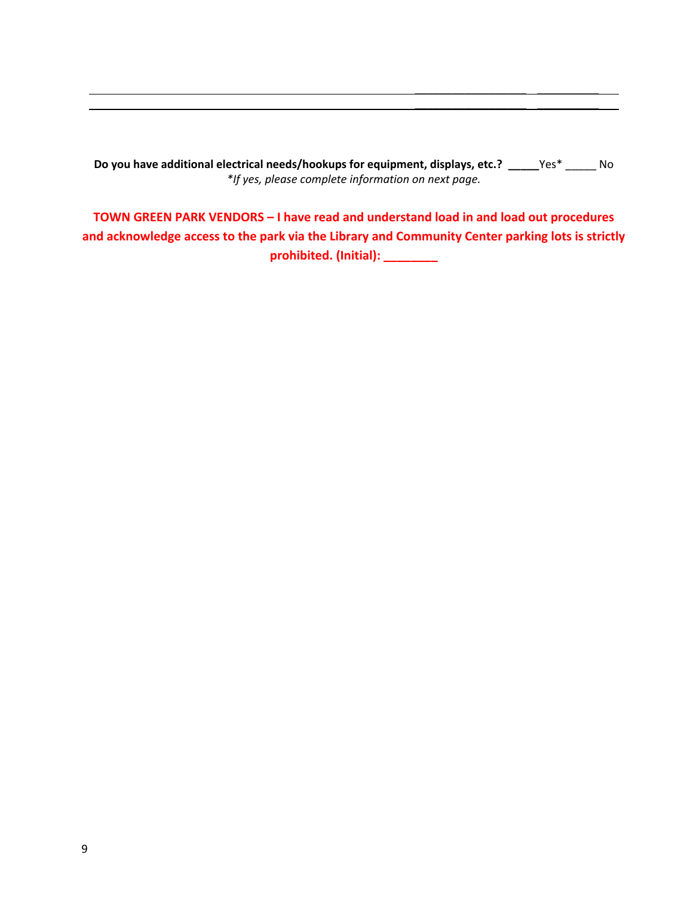Do you have additional electrical needs/hookups for equipment, displays, etc.? **_____**Yes* _____ No

*If yes, please complete information on next page.*

**TOWN GREEN PARK VENDORS – I have read and understand load in and load out procedures and acknowledge access to the park via the Library and Community Center parking lots is strictly prohibited. (Initial): ________**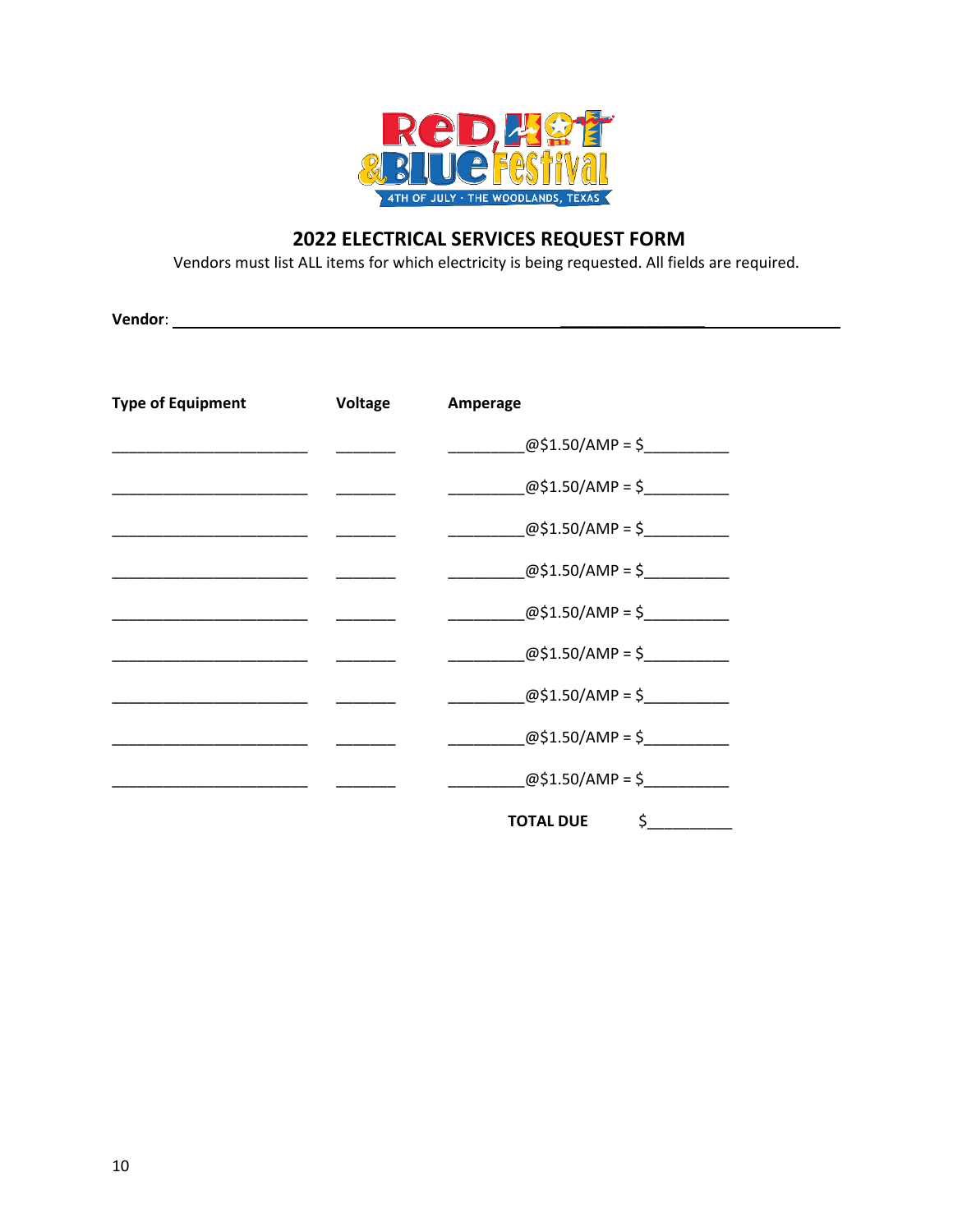## 2022 ELECTRICAL SERVICES REQUEST FORM

Vendors must list ALL items for which electricity is being requested. All fields are required.

**Vendor**: ______________________________________________________________

| Type of Equipment | Voltage | Amperage |
|---|---|---|
| ______________________ | _______ | _________@$1.50/AMP = $__________ |
| ______________________ | _______ | _________@$1.50/AMP = $__________ |
| ______________________ | _______ | _________@$1.50/AMP = $__________ |
| ______________________ | _______ | _________@$1.50/AMP = $__________ |
| ______________________ | _______ | _________@$1.50/AMP = $__________ |
| ______________________ | _______ | _________@$1.50/AMP = $__________ |
| ______________________ | _______ | _________@$1.50/AMP = $__________ |
| ______________________ | _______ | _________@$1.50/AMP = $__________ |
| ______________________ | _______ | _________@$1.50/AMP = $__________ |
| | | **TOTAL DUE** $__________ |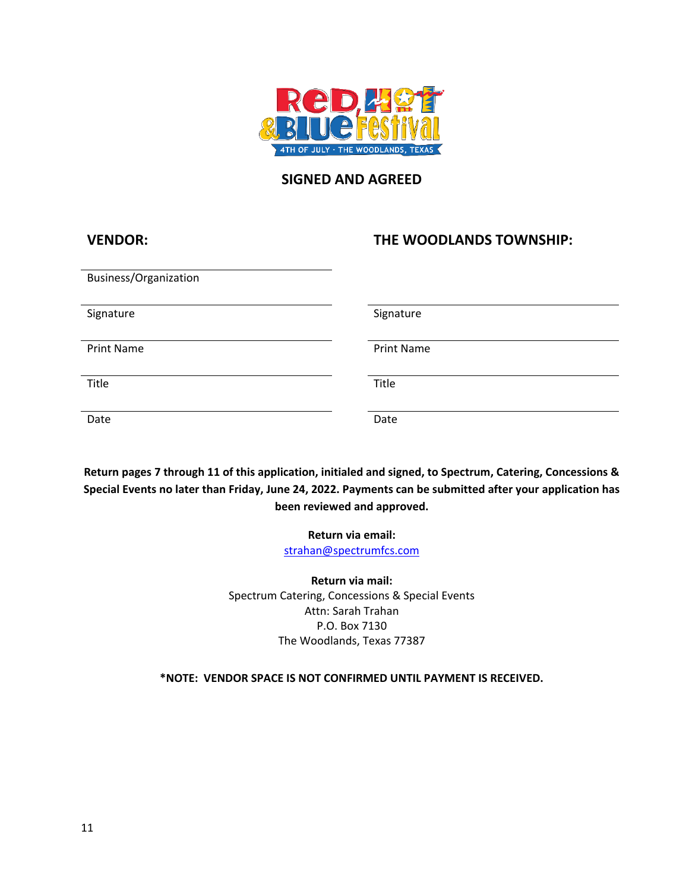# SIGNED AND AGREED

| **VENDOR:** | **THE WOODLANDS TOWNSHIP:** |
| --- | --- |
| Business/Organization | |
| Signature | Signature |
| Print Name | Print Name |
| Title | Title |
| Date | Date |

**Return pages 7 through 11 of this application, initialed and signed, to Spectrum, Catering, Concessions & Special Events no later than Friday, June 24, 2022. Payments can be submitted after your application has been reviewed and approved.**

**Return via email:**
strahan@spectrumfcs.com

**Return via mail:**
Spectrum Catering, Concessions & Special Events
Attn: Sarah Trahan
P.O. Box 7130
The Woodlands, Texas 77387

**\*NOTE: VENDOR SPACE IS NOT CONFIRMED UNTIL PAYMENT IS RECEIVED.**